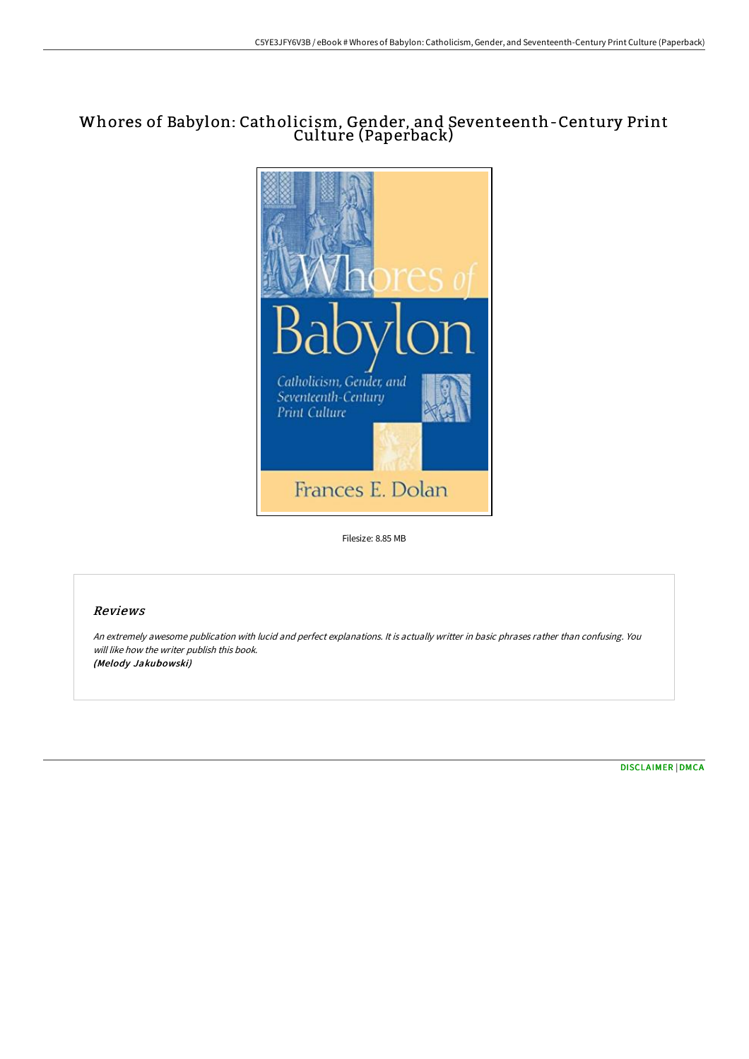# Whores of Babylon: Catholicism, Gender, and Seventeenth-Century Print Culture (Paperback)

Filesize: 8.85 MB

## Reviews

*An extremely awesome publication with lucid and perfect explanations. It is actually writter in basic phrases rather than confusing. You will like how the writer publish this book.*
***(Melody Jakubowski)***

DISCLAIMER | DMCA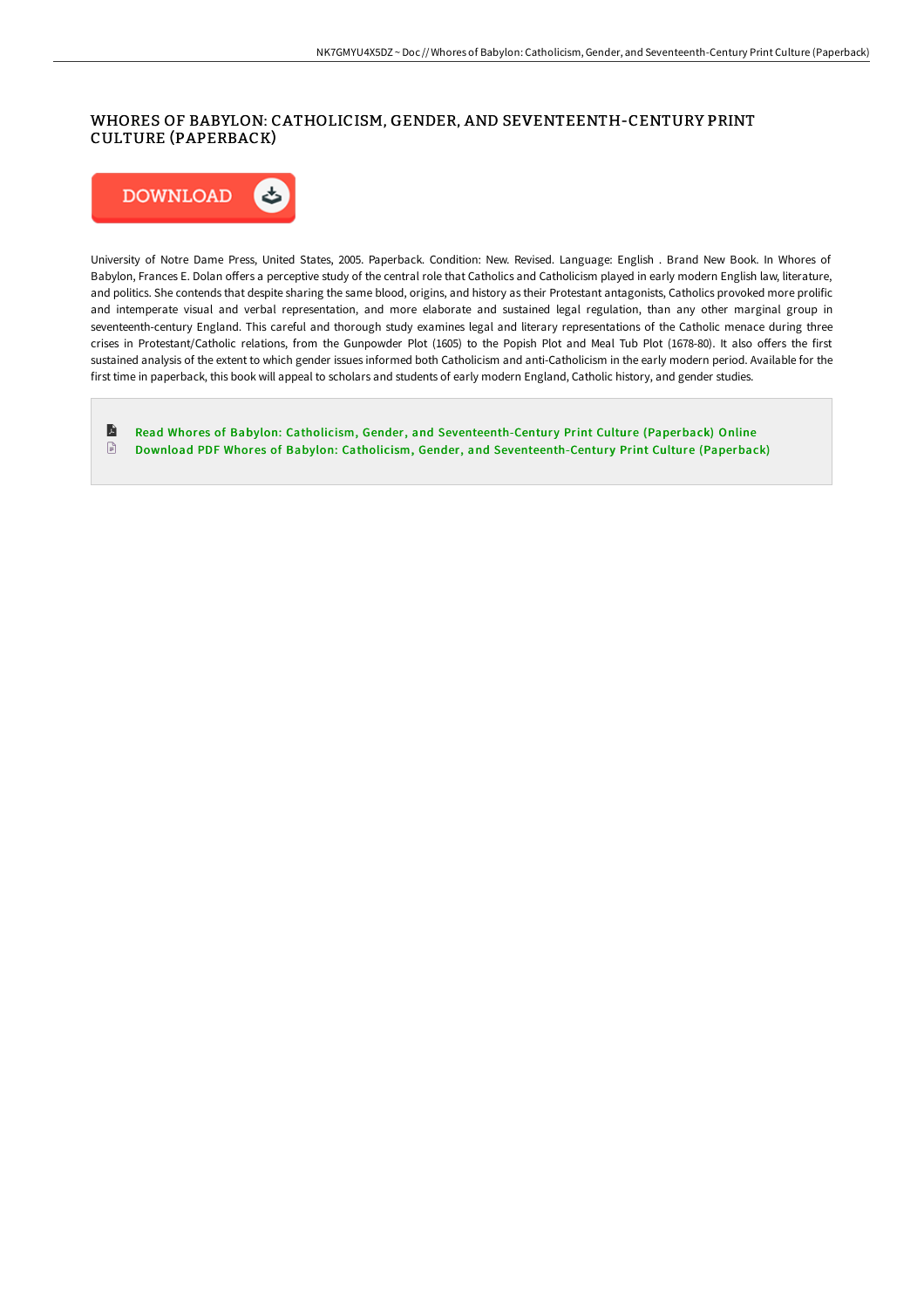# WHORES OF BABYLON: CATHOLICISM, GENDER, AND SEVENTEENTH-CENTURY PRINT CULTURE (PAPERBACK)

University of Notre Dame Press, United States, 2005. Paperback. Condition: New. Revised. Language: English . Brand New Book. In Whores of Babylon, Frances E. Dolan offers a perceptive study of the central role that Catholics and Catholicism played in early modern English law, literature, and politics. She contends that despite sharing the same blood, origins, and history as their Protestant antagonists, Catholics provoked more prolific and intemperate visual and verbal representation, and more elaborate and sustained legal regulation, than any other marginal group in seventeenth-century England. This careful and thorough study examines legal and literary representations of the Catholic menace during three crises in Protestant/Catholic relations, from the Gunpowder Plot (1605) to the Popish Plot and Meal Tub Plot (1678-80). It also offers the first sustained analysis of the extent to which gender issues informed both Catholicism and anti-Catholicism in the early modern period. Available for the first time in paperback, this book will appeal to scholars and students of early modern England, Catholic history, and gender studies.

- Read Whores of Babylon: Catholicism, Gender, and Seventeenth-Century Print Culture (Paperback) Online
- Download PDF Whores of Babylon: Catholicism, Gender, and Seventeenth-Century Print Culture (Paperback)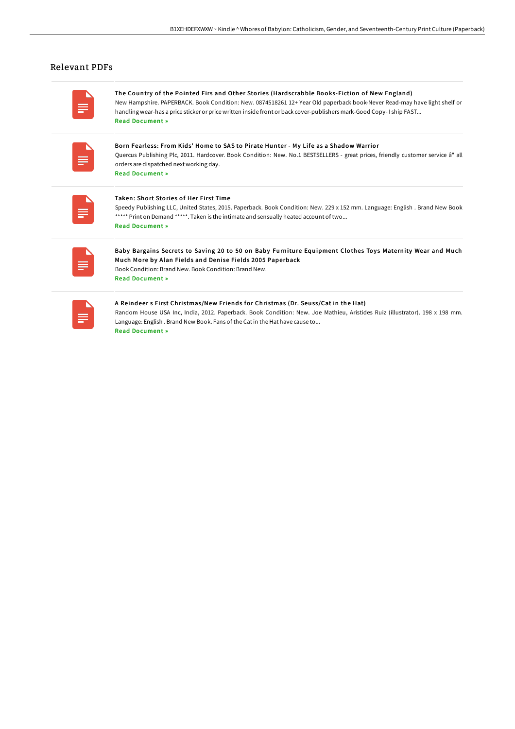## Relevant PDFs

**The Country of the Pointed Firs and Other Stories (Hardscrabble Books-Fiction of New England)**
New Hampshire. PAPERBACK. Book Condition: New. 0874518261 12+ Year Old paperback book-Never Read-may have light shelf or handling wear-has a price sticker or price written inside front or back cover-publishers mark-Good Copy- I ship FAST...
Read Document »

**Born Fearless: From Kids' Home to SAS to Pirate Hunter - My Life as a Shadow Warrior**
Quercus Publishing Plc, 2011. Hardcover. Book Condition: New. No.1 BESTSELLERS - great prices, friendly customer service â" all orders are dispatched next working day.
Read Document »

**Taken: Short Stories of Her First Time**
Speedy Publishing LLC, United States, 2015. Paperback. Book Condition: New. 229 x 152 mm. Language: English . Brand New Book ***** Print on Demand *****. Taken is the intimate and sensually heated account of two...
Read Document »

**Baby Bargains Secrets to Saving 20 to 50 on Baby Furniture Equipment Clothes Toys Maternity Wear and Much Much More by Alan Fields and Denise Fields 2005 Paperback**
Book Condition: Brand New. Book Condition: Brand New.
Read Document »

**A Reindeer s First Christmas/New Friends for Christmas (Dr. Seuss/Cat in the Hat)**
Random House USA Inc, India, 2012. Paperback. Book Condition: New. Joe Mathieu, Aristides Ruiz (illustrator). 198 x 198 mm. Language: English . Brand New Book. Fans of the Cat in the Hat have cause to...
Read Document »